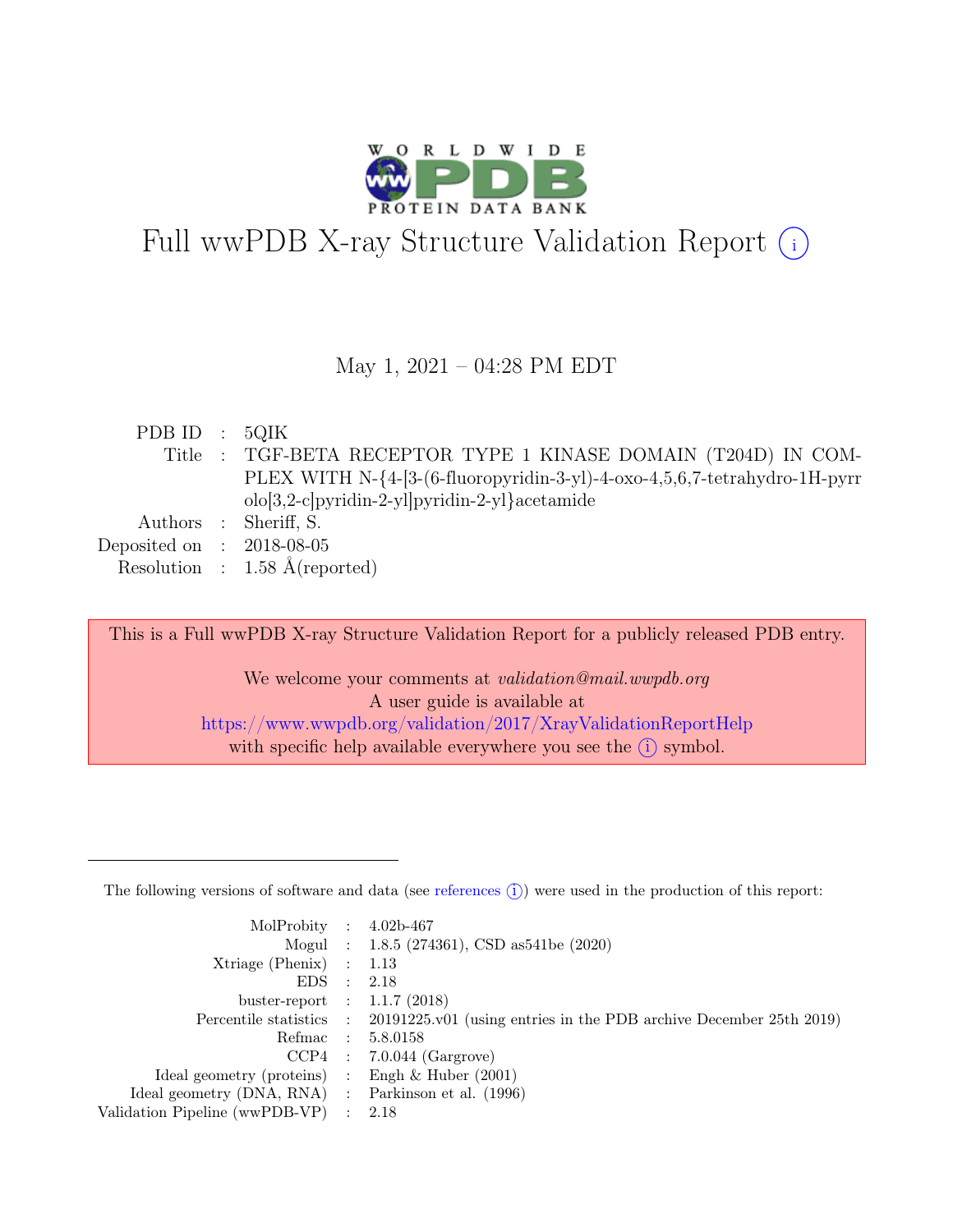# Full wwPDB X-ray Structure Validation Report (i)

May 1, 2021 – 04:28 PM EDT

| | | |
|---|---|---|
| PDB ID | : | 5QIK |
| Title | : | TGF-BETA RECEPTOR TYPE 1 KINASE DOMAIN (T204D) IN COMPLEX WITH N-{4-[3-(6-fluoropyridin-3-yl)-4-oxo-4,5,6,7-tetrahydro-1H-pyrrolo[3,2-c]pyridin-2-yl]pyridin-2-yl}acetamide |
| Authors | : | Sheriff, S. |
| Deposited on | : | 2018-08-05 |
| Resolution | : | 1.58 Å(reported) |

This is a Full wwPDB X-ray Structure Validation Report for a publicly released PDB entry.

We welcome your comments at *validation@mail.wwpdb.org*
A user guide is available at
https://www.wwpdb.org/validation/2017/XrayValidationReportHelp
with specific help available everywhere you see the (i) symbol.

The following versions of software and data (see references (i)) were used in the production of this report:

| | | |
|---|---|---|
| MolProbity | : | 4.02b-467 |
| Mogul | : | 1.8.5 (274361), CSD as541be (2020) |
| Xtriage (Phenix) | : | 1.13 |
| EDS | : | 2.18 |
| buster-report | : | 1.1.7 (2018) |
| Percentile statistics | : | 20191225.v01 (using entries in the PDB archive December 25th 2019) |
| Refmac | : | 5.8.0158 |
| CCP4 | : | 7.0.044 (Gargrove) |
| Ideal geometry (proteins) | : | Engh & Huber (2001) |
| Ideal geometry (DNA, RNA) | : | Parkinson et al. (1996) |
| Validation Pipeline (wwPDB-VP) | : | 2.18 |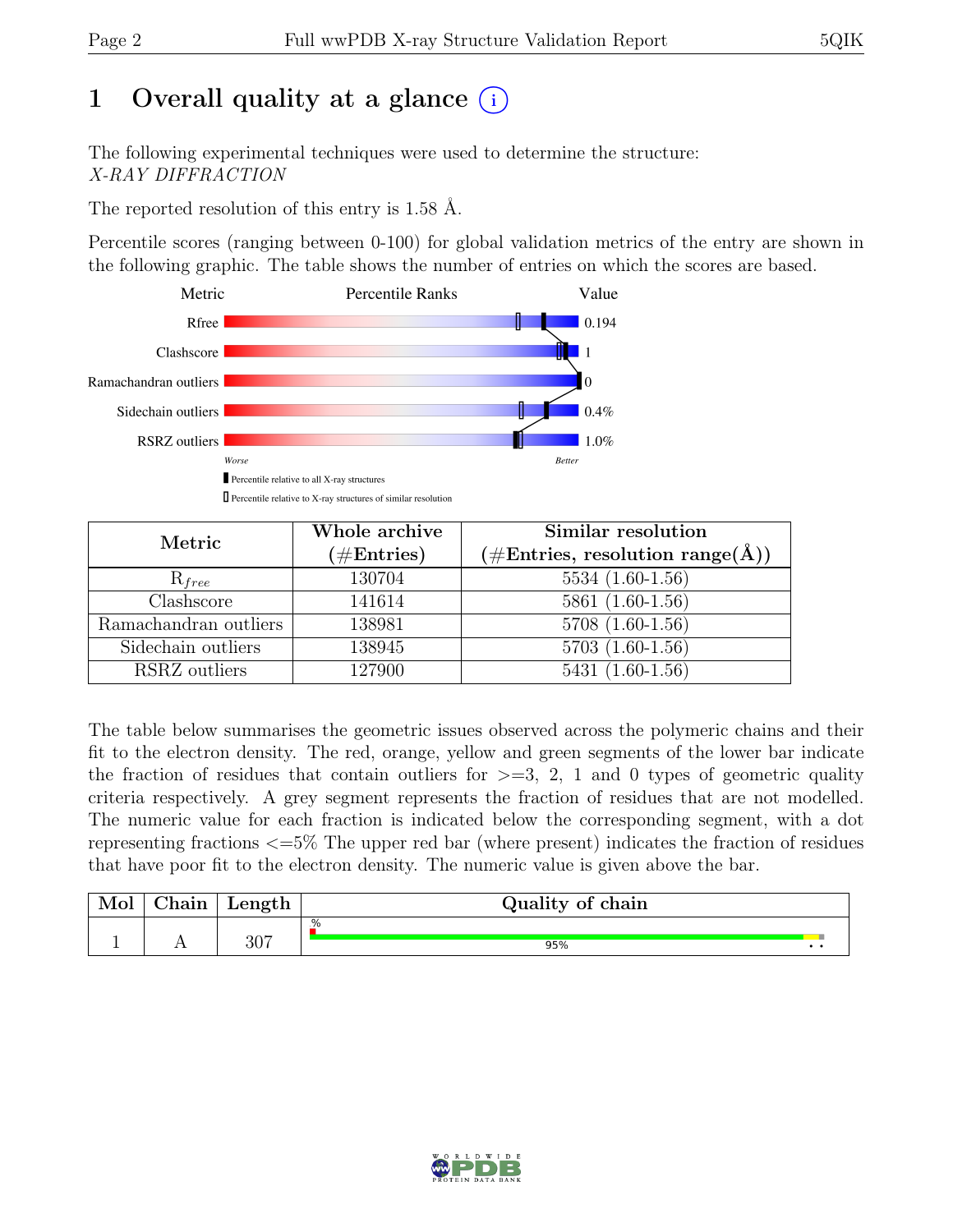# 1 Overall quality at a glance (i)

The following experimental techniques were used to determine the structure:
*X-RAY DIFFRACTION*

The reported resolution of this entry is 1.58 Å.

Percentile scores (ranging between 0-100) for global validation metrics of the entry are shown in the following graphic. The table shows the number of entries on which the scores are based.

| Metric | Value |
|---|---|
| Rfree | 0.194 |
| Clashscore | 1 |
| Ramachandran outliers | 0 |
| Sidechain outliers | 0.4% |
| RSRZ outliers | 1.0% |

Worse — Better

Percentile relative to all X-ray structures

Percentile relative to X-ray structures of similar resolution

| Metric | Whole archive (#Entries) | Similar resolution (#Entries, resolution range(Å)) |
|---|---|---|
| $R_{free}$ | 130704 | 5534 (1.60-1.56) |
| Clashscore | 141614 | 5861 (1.60-1.56) |
| Ramachandran outliers | 138981 | 5708 (1.60-1.56) |
| Sidechain outliers | 138945 | 5703 (1.60-1.56) |
| RSRZ outliers | 127900 | 5431 (1.60-1.56) |

The table below summarises the geometric issues observed across the polymeric chains and their fit to the electron density. The red, orange, yellow and green segments of the lower bar indicate the fraction of residues that contain outliers for >=3, 2, 1 and 0 types of geometric quality criteria respectively. A grey segment represents the fraction of residues that are not modelled. The numeric value for each fraction is indicated below the corresponding segment, with a dot representing fractions <=5% The upper red bar (where present) indicates the fraction of residues that have poor fit to the electron density. The numeric value is given above the bar.

| Mol | Chain | Length | Quality of chain |
|---|---|---|---|
| 1 | A | 307 | % 95% • • |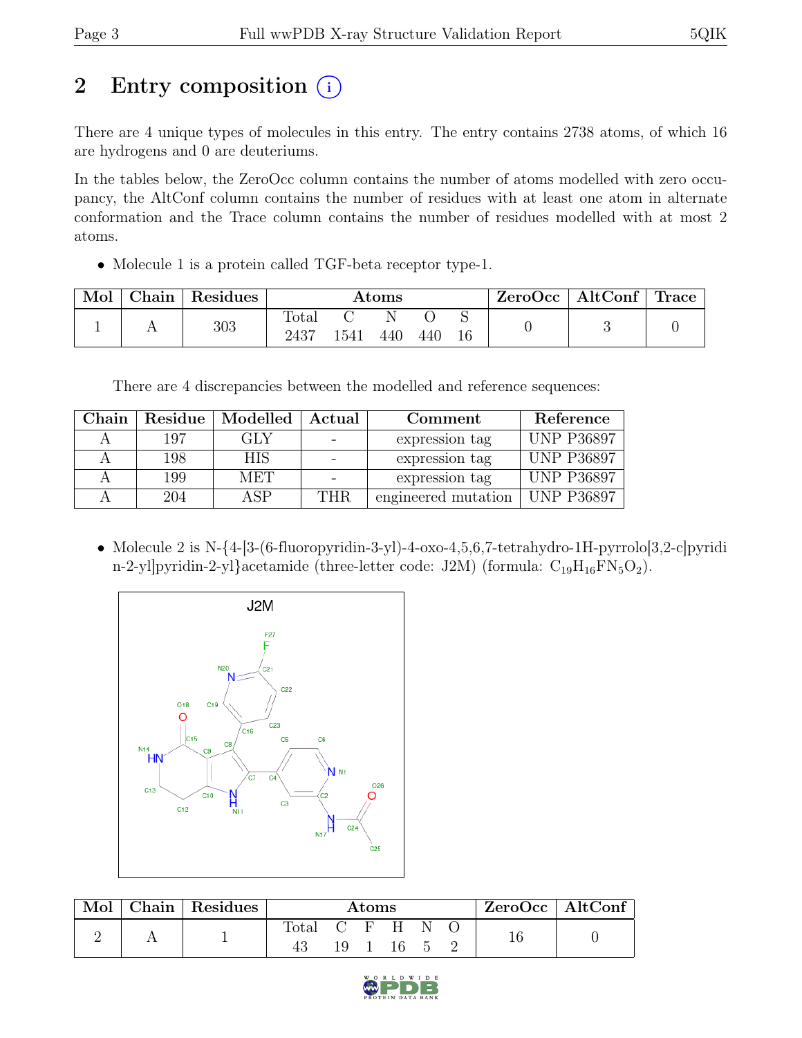# 2 Entry composition

There are 4 unique types of molecules in this entry. The entry contains 2738 atoms, of which 16 are hydrogens and 0 are deuteriums.

In the tables below, the ZeroOcc column contains the number of atoms modelled with zero occupancy, the AltConf column contains the number of residues with at least one atom in alternate conformation and the Trace column contains the number of residues modelled with at most 2 atoms.

- Molecule 1 is a protein called TGF-beta receptor type-1.

| Mol | Chain | Residues | Atoms | | | | | ZeroOcc | AltConf | Trace |
|---|---|---|---|---|---|---|---|---|---|---|
| | | | Total | C | N | O | S | | | |
| 1 | A | 303 | 2437 | 1541 | 440 | 440 | 16 | 0 | 3 | 0 |

There are 4 discrepancies between the modelled and reference sequences:

| Chain | Residue | Modelled | Actual | Comment | Reference |
|---|---|---|---|---|---|
| A | 197 | GLY | - | expression tag | UNP P36897 |
| A | 198 | HIS | - | expression tag | UNP P36897 |
| A | 199 | MET | - | expression tag | UNP P36897 |
| A | 204 | ASP | THR | engineered mutation | UNP P36897 |

- Molecule 2 is N-{4-[3-(6-fluoropyridin-3-yl)-4-oxo-4,5,6,7-tetrahydro-1H-pyrrolo[3,2-c]pyridin-2-yl]pyridin-2-yl}acetamide (three-letter code: J2M) (formula: $C_{19}H_{16}FN_5O_2$).

| Mol | Chain | Residues | Atoms | | | | | | ZeroOcc | AltConf |
|---|---|---|---|---|---|---|---|---|---|---|
| | | | Total | C | F | H | N | O | | |
| 2 | A | 1 | 43 | 19 | 1 | 16 | 5 | 2 | 16 | 0 |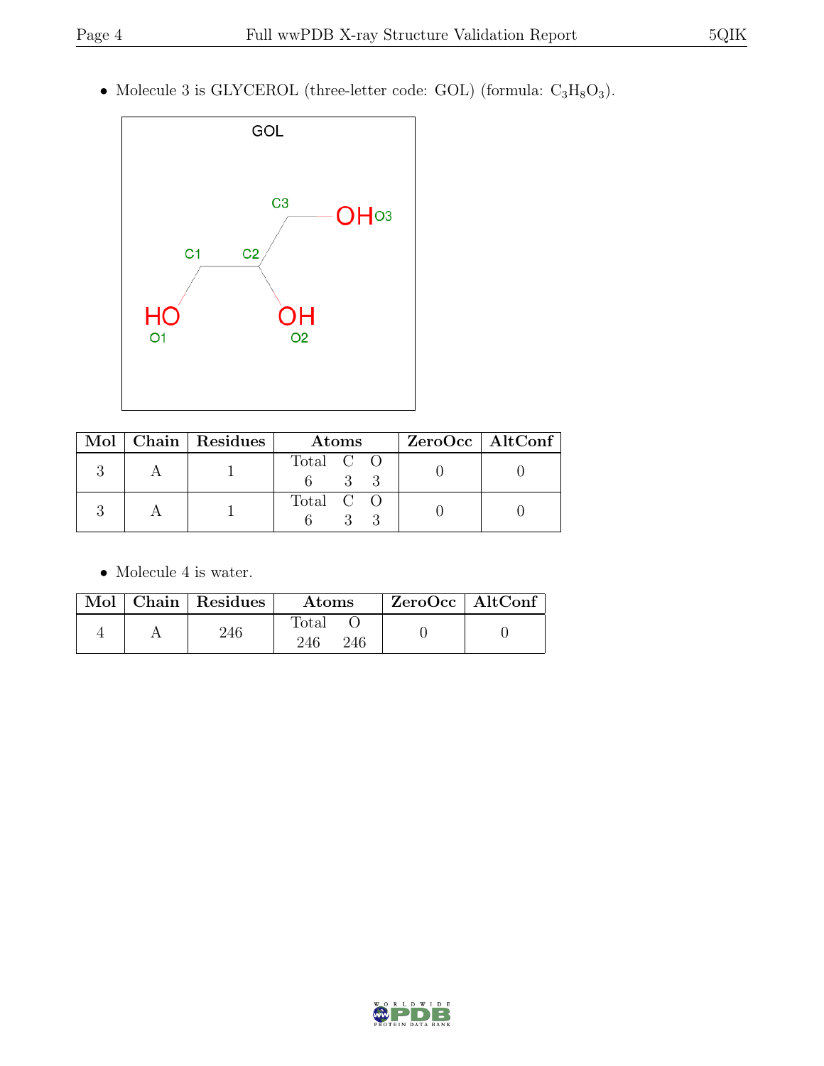- Molecule 3 is GLYCEROL (three-letter code: GOL) (formula: $C_3H_8O_3$).

| Mol | Chain | Residues | Atoms | ZeroOcc | AltConf |
|---|---|---|---|---|---|
| 3 | A | 1 | Total C O<br>6 3 3 | 0 | 0 |
| 3 | A | 1 | Total C O<br>6 3 3 | 0 | 0 |

- Molecule 4 is water.

| Mol | Chain | Residues | Atoms | ZeroOcc | AltConf |
|---|---|---|---|---|---|
| 4 | A | 246 | Total O<br>246 246 | 0 | 0 |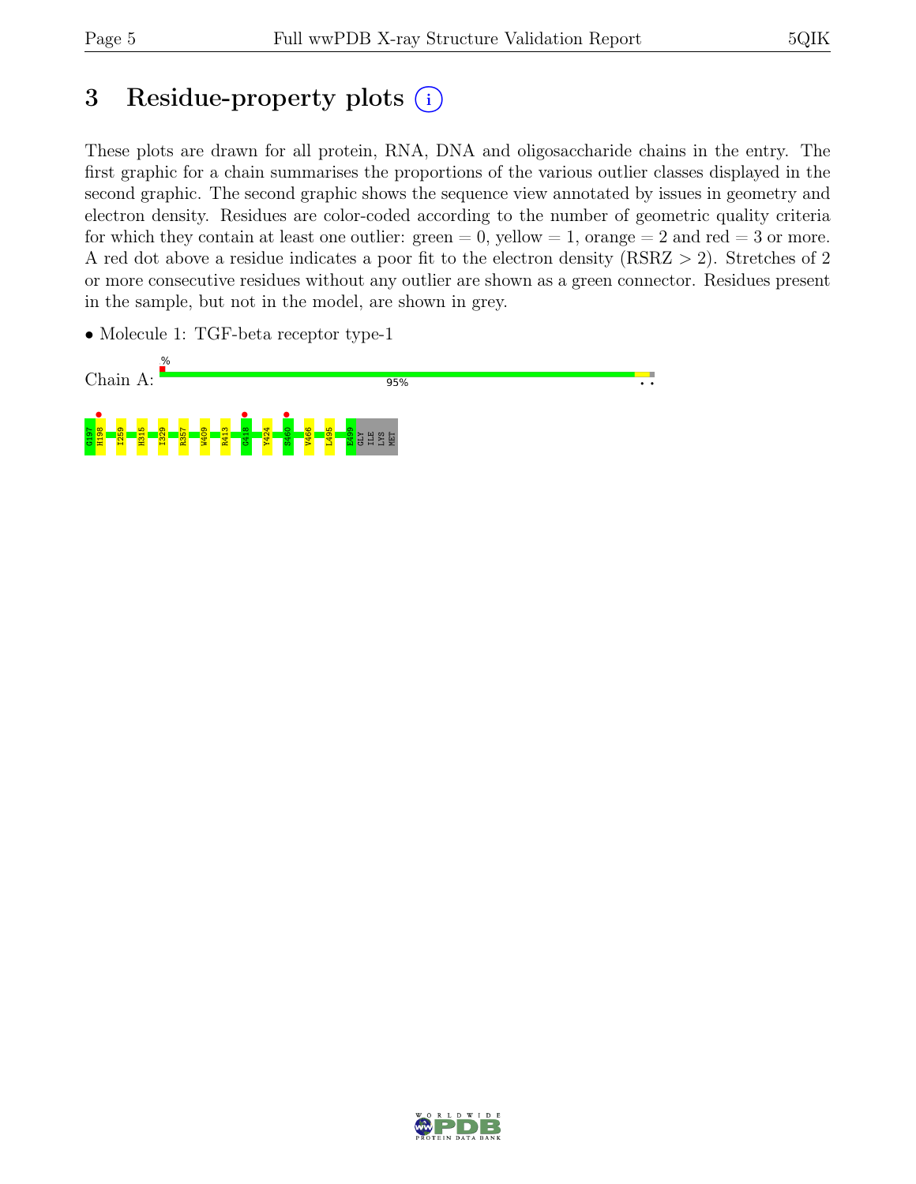# 3 Residue-property plots

These plots are drawn for all protein, RNA, DNA and oligosaccharide chains in the entry. The first graphic for a chain summarises the proportions of the various outlier classes displayed in the second graphic. The second graphic shows the sequence view annotated by issues in geometry and electron density. Residues are color-coded according to the number of geometric quality criteria for which they contain at least one outlier: green = 0, yellow = 1, orange = 2 and red = 3 or more. A red dot above a residue indicates a poor fit to the electron density (RSRZ > 2). Stretches of 2 or more consecutive residues without any outlier are shown as a green connector. Residues present in the sample, but not in the model, are shown in grey.

- Molecule 1: TGF-beta receptor type-1

Chain A: 95%

G197 H198 I259 H315 I329 R357 W409 R413 G418 Y424 S460 V466 L495 E499 GLY ILE LYS MET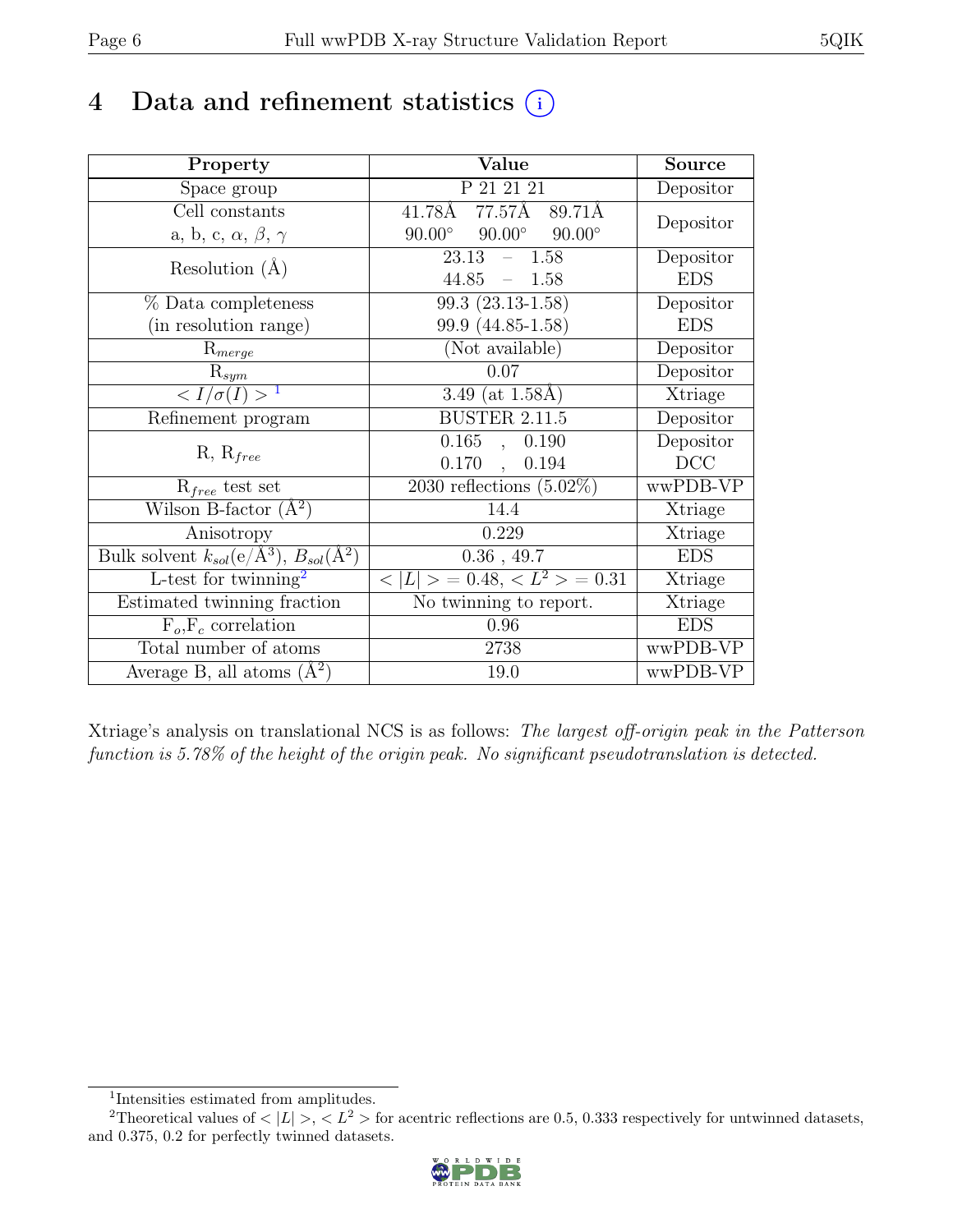# 4 Data and refinement statistics (i)

| Property | Value | Source |
|---|---|---|
| Space group | P 21 21 21 | Depositor |
| Cell constants<br>a, b, c, $\alpha$, $\beta$, $\gamma$ | 41.78Å 77.57Å 89.71Å<br>90.00° 90.00° 90.00° | Depositor |
| Resolution (Å) | 23.13 – 1.58<br>44.85 – 1.58 | Depositor<br>EDS |
| % Data completeness<br>(in resolution range) | 99.3 (23.13-1.58)<br>99.9 (44.85-1.58) | Depositor<br>EDS |
| $R_{merge}$ | (Not available) | Depositor |
| $R_{sym}$ | 0.07 | Depositor |
| $< I/\sigma(I) >$ [1] | 3.49 (at 1.58Å) | Xtriage |
| Refinement program | BUSTER 2.11.5 | Depositor |
| R, $R_{free}$ | 0.165 , 0.190<br>0.170 , 0.194 | Depositor<br>DCC |
| $R_{free}$ test set | 2030 reflections (5.02%) | wwPDB-VP |
| Wilson B-factor (Å$^2$) | 14.4 | Xtriage |
| Anisotropy | 0.229 | Xtriage |
| Bulk solvent $k_{sol}$(e/Å$^3$), $B_{sol}$(Å$^2$) | 0.36 , 49.7 | EDS |
| L-test for twinning[2] | $< \|L\| > = 0.48$, $< L^2 > = 0.31$ | Xtriage |
| Estimated twinning fraction | No twinning to report. | Xtriage |
| $F_o$,$F_c$ correlation | 0.96 | EDS |
| Total number of atoms | 2738 | wwPDB-VP |
| Average B, all atoms (Å$^2$) | 19.0 | wwPDB-VP |

Xtriage's analysis on translational NCS is as follows: *The largest off-origin peak in the Patterson function is 5.78% of the height of the origin peak. No significant pseudotranslation is detected.*

[1] Intensities estimated from amplitudes.

[2] Theoretical values of $< |L| >$, $< L^2 >$ for acentric reflections are 0.5, 0.333 respectively for untwinned datasets, and 0.375, 0.2 for perfectly twinned datasets.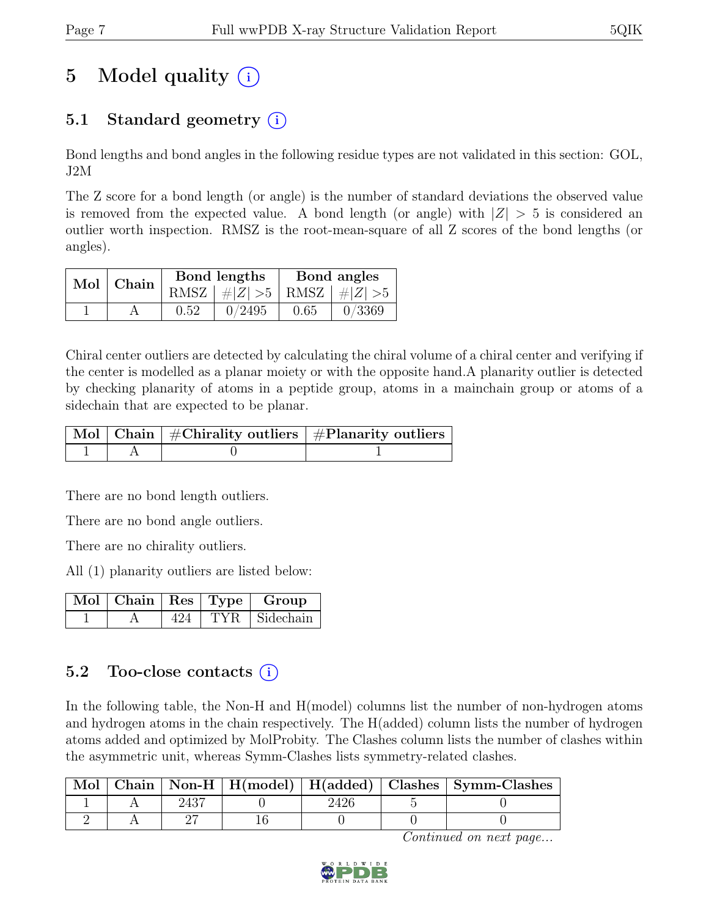# 5 Model quality (i)

## 5.1 Standard geometry (i)

Bond lengths and bond angles in the following residue types are not validated in this section: GOL, J2M

The Z score for a bond length (or angle) is the number of standard deviations the observed value is removed from the expected value. A bond length (or angle) with $|Z| > 5$ is considered an outlier worth inspection. RMSZ is the root-mean-square of all Z scores of the bond lengths (or angles).

| Mol | Chain | Bond lengths | | Bond angles | |
|---|---|---|---|---|---|
| | | RMSZ | $\#\|Z\| > 5$ | RMSZ | $\#\|Z\| > 5$ |
| 1 | A | 0.52 | 0/2495 | 0.65 | 0/3369 |

Chiral center outliers are detected by calculating the chiral volume of a chiral center and verifying if the center is modelled as a planar moiety or with the opposite hand.A planarity outlier is detected by checking planarity of atoms in a peptide group, atoms in a mainchain group or atoms of a sidechain that are expected to be planar.

| Mol | Chain | #Chirality outliers | #Planarity outliers |
|---|---|---|---|
| 1 | A | 0 | 1 |

There are no bond length outliers.

There are no bond angle outliers.

There are no chirality outliers.

All (1) planarity outliers are listed below:

| Mol | Chain | Res | Type | Group |
|---|---|---|---|---|
| 1 | A | 424 | TYR | Sidechain |

## 5.2 Too-close contacts (i)

In the following table, the Non-H and H(model) columns list the number of non-hydrogen atoms and hydrogen atoms in the chain respectively. The H(added) column lists the number of hydrogen atoms added and optimized by MolProbity. The Clashes column lists the number of clashes within the asymmetric unit, whereas Symm-Clashes lists symmetry-related clashes.

| Mol | Chain | Non-H | H(model) | H(added) | Clashes | Symm-Clashes |
|---|---|---|---|---|---|---|
| 1 | A | 2437 | 0 | 2426 | 5 | 0 |
| 2 | A | 27 | 16 | 0 | 0 | 0 |

*Continued on next page...*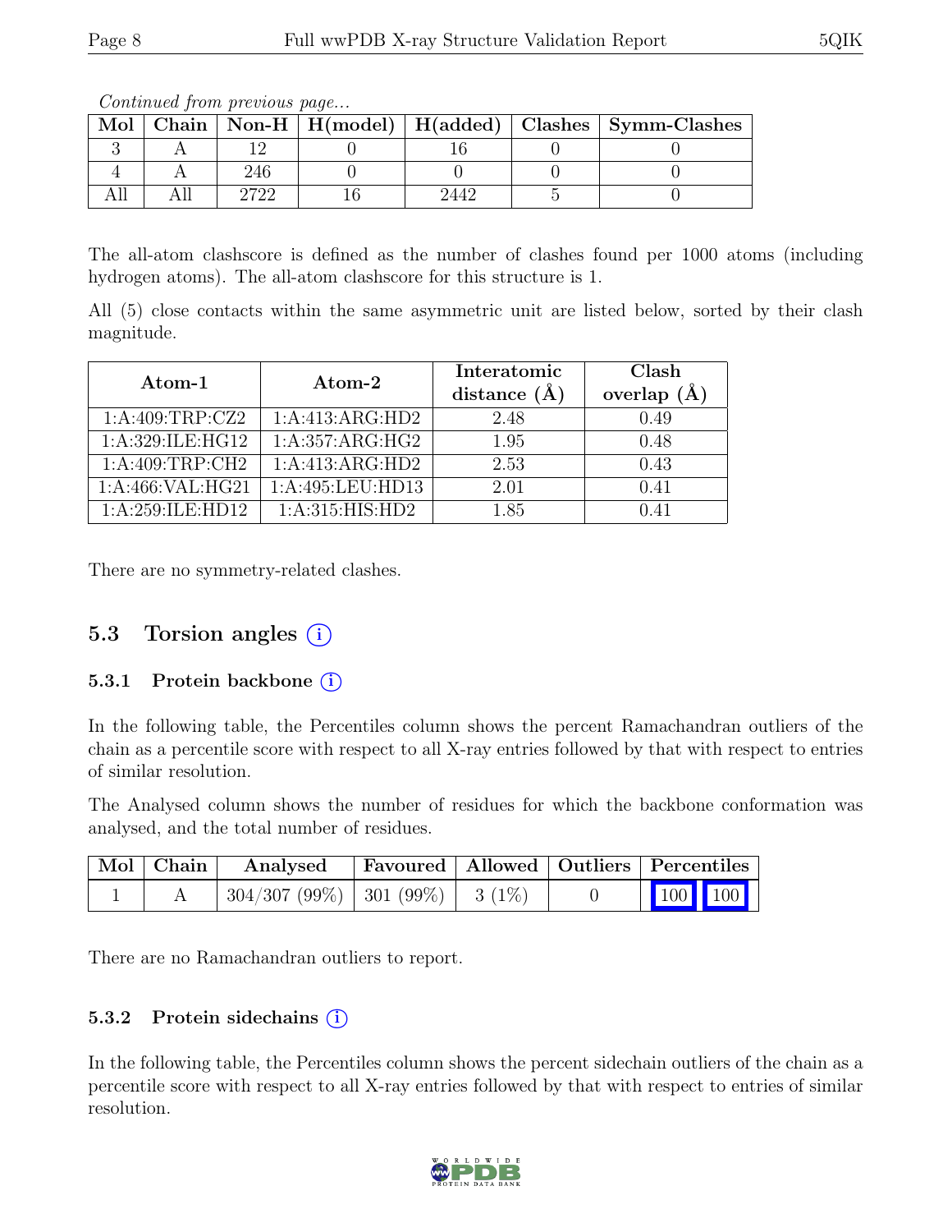*Continued from previous page...*

| Mol | Chain | Non-H | H(model) | H(added) | Clashes | Symm-Clashes |
|---|---|---|---|---|---|---|
| 3 | A | 12 | 0 | 16 | 0 | 0 |
| 4 | A | 246 | 0 | 0 | 0 | 0 |
| All | All | 2722 | 16 | 2442 | 5 | 0 |

The all-atom clashscore is defined as the number of clashes found per 1000 atoms (including hydrogen atoms). The all-atom clashscore for this structure is 1.

All (5) close contacts within the same asymmetric unit are listed below, sorted by their clash magnitude.

| Atom-1 | Atom-2 | Interatomic distance (Å) | Clash overlap (Å) |
|---|---|---|---|
| 1:A:409:TRP:CZ2 | 1:A:413:ARG:HD2 | 2.48 | 0.49 |
| 1:A:329:ILE:HG12 | 1:A:357:ARG:HG2 | 1.95 | 0.48 |
| 1:A:409:TRP:CH2 | 1:A:413:ARG:HD2 | 2.53 | 0.43 |
| 1:A:466:VAL:HG21 | 1:A:495:LEU:HD13 | 2.01 | 0.41 |
| 1:A:259:ILE:HD12 | 1:A:315:HIS:HD2 | 1.85 | 0.41 |

There are no symmetry-related clashes.

## 5.3 Torsion angles (i)

### 5.3.1 Protein backbone (i)

In the following table, the Percentiles column shows the percent Ramachandran outliers of the chain as a percentile score with respect to all X-ray entries followed by that with respect to entries of similar resolution.

The Analysed column shows the number of residues for which the backbone conformation was analysed, and the total number of residues.

| Mol | Chain | Analysed | Favoured | Allowed | Outliers | Percentiles | |
|---|---|---|---|---|---|---|---|
| 1 | A | 304/307 (99%) | 301 (99%) | 3 (1%) | 0 | 100 | 100 |

There are no Ramachandran outliers to report.

### 5.3.2 Protein sidechains (i)

In the following table, the Percentiles column shows the percent sidechain outliers of the chain as a percentile score with respect to all X-ray entries followed by that with respect to entries of similar resolution.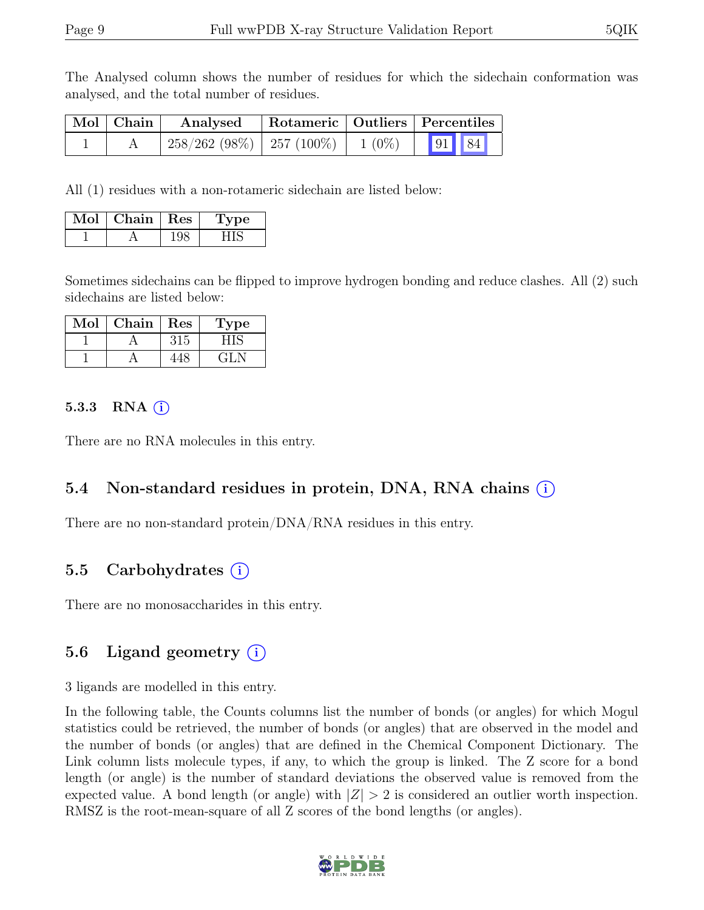The Analysed column shows the number of residues for which the sidechain conformation was analysed, and the total number of residues.

| Mol | Chain | Analysed | Rotameric | Outliers | Percentiles |
|---|---|---|---|---|---|
| 1 | A | 258/262 (98%) | 257 (100%) | 1 (0%) | 91 84 |

All (1) residues with a non-rotameric sidechain are listed below:

| Mol | Chain | Res | Type |
|---|---|---|---|
| 1 | A | 198 | HIS |

Sometimes sidechains can be flipped to improve hydrogen bonding and reduce clashes. All (2) such sidechains are listed below:

| Mol | Chain | Res | Type |
|---|---|---|---|
| 1 | A | 315 | HIS |
| 1 | A | 448 | GLN |

#### 5.3.3 RNA (i)

There are no RNA molecules in this entry.

### 5.4 Non-standard residues in protein, DNA, RNA chains (i)

There are no non-standard protein/DNA/RNA residues in this entry.

### 5.5 Carbohydrates (i)

There are no monosaccharides in this entry.

### 5.6 Ligand geometry (i)

3 ligands are modelled in this entry.

In the following table, the Counts columns list the number of bonds (or angles) for which Mogul statistics could be retrieved, the number of bonds (or angles) that are observed in the model and the number of bonds (or angles) that are defined in the Chemical Component Dictionary. The Link column lists molecule types, if any, to which the group is linked. The Z score for a bond length (or angle) is the number of standard deviations the observed value is removed from the expected value. A bond length (or angle) with $|Z| > 2$ is considered an outlier worth inspection. RMSZ is the root-mean-square of all Z scores of the bond lengths (or angles).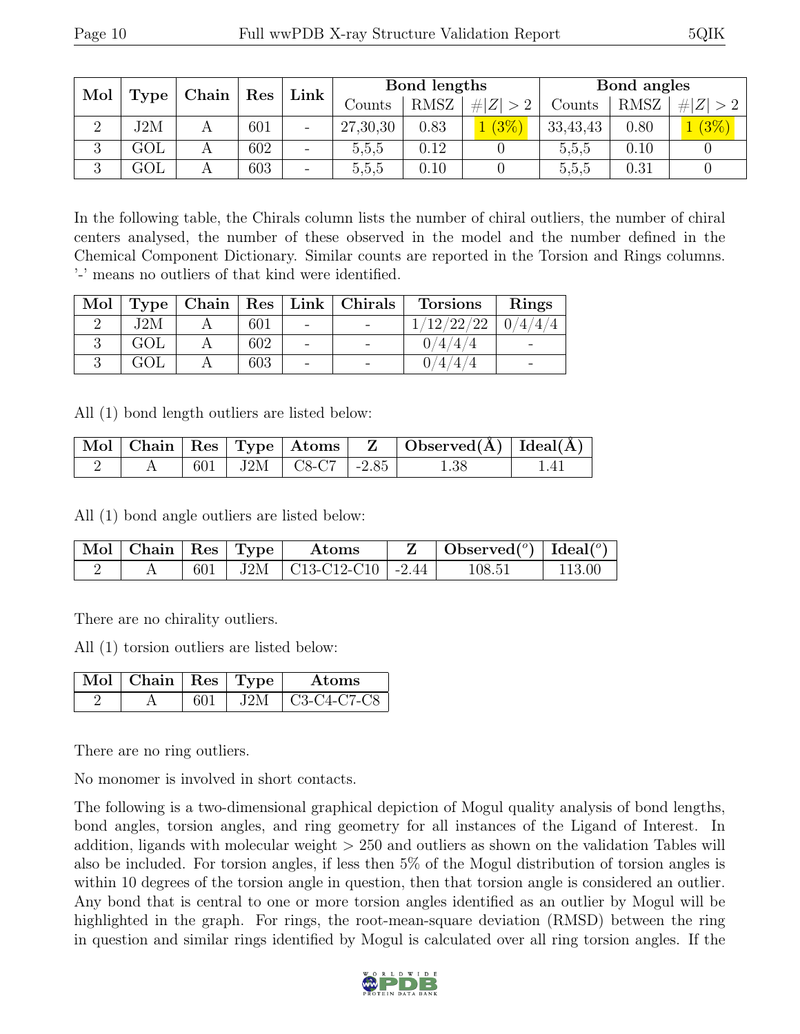| Mol | Type | Chain | Res | Link | Bond lengths | | | Bond angles | | |
|---|---|---|---|---|---|---|---|---|---|---|
| | | | | | Counts | RMSZ | #\|Z\| > 2 | Counts | RMSZ | #\|Z\| > 2 |
| 2 | J2M | A | 601 | - | 27,30,30 | 0.83 | 1 (3%) | 33,43,43 | 0.80 | 1 (3%) |
| 3 | GOL | A | 602 | - | 5,5,5 | 0.12 | 0 | 5,5,5 | 0.10 | 0 |
| 3 | GOL | A | 603 | - | 5,5,5 | 0.10 | 0 | 5,5,5 | 0.31 | 0 |

In the following table, the Chirals column lists the number of chiral outliers, the number of chiral centers analysed, the number of these observed in the model and the number defined in the Chemical Component Dictionary. Similar counts are reported in the Torsion and Rings columns. '-' means no outliers of that kind were identified.

| Mol | Type | Chain | Res | Link | Chirals | Torsions | Rings |
|---|---|---|---|---|---|---|---|
| 2 | J2M | A | 601 | - | - | 1/12/22/22 | 0/4/4/4 |
| 3 | GOL | A | 602 | - | - | 0/4/4/4 | - |
| 3 | GOL | A | 603 | - | - | 0/4/4/4 | - |

All (1) bond length outliers are listed below:

| Mol | Chain | Res | Type | Atoms | Z | Observed(Å) | Ideal(Å) |
|---|---|---|---|---|---|---|---|
| 2 | A | 601 | J2M | C8-C7 | -2.85 | 1.38 | 1.41 |

All (1) bond angle outliers are listed below:

| Mol | Chain | Res | Type | Atoms | Z | Observed(°) | Ideal(°) |
|---|---|---|---|---|---|---|---|
| 2 | A | 601 | J2M | C13-C12-C10 | -2.44 | 108.51 | 113.00 |

There are no chirality outliers.

All (1) torsion outliers are listed below:

| Mol | Chain | Res | Type | Atoms |
|---|---|---|---|---|
| 2 | A | 601 | J2M | C3-C4-C7-C8 |

There are no ring outliers.

No monomer is involved in short contacts.

The following is a two-dimensional graphical depiction of Mogul quality analysis of bond lengths, bond angles, torsion angles, and ring geometry for all instances of the Ligand of Interest. In addition, ligands with molecular weight > 250 and outliers as shown on the validation Tables will also be included. For torsion angles, if less then 5% of the Mogul distribution of torsion angles is within 10 degrees of the torsion angle in question, then that torsion angle is considered an outlier. Any bond that is central to one or more torsion angles identified as an outlier by Mogul will be highlighted in the graph. For rings, the root-mean-square deviation (RMSD) between the ring in question and similar rings identified by Mogul is calculated over all ring torsion angles. If the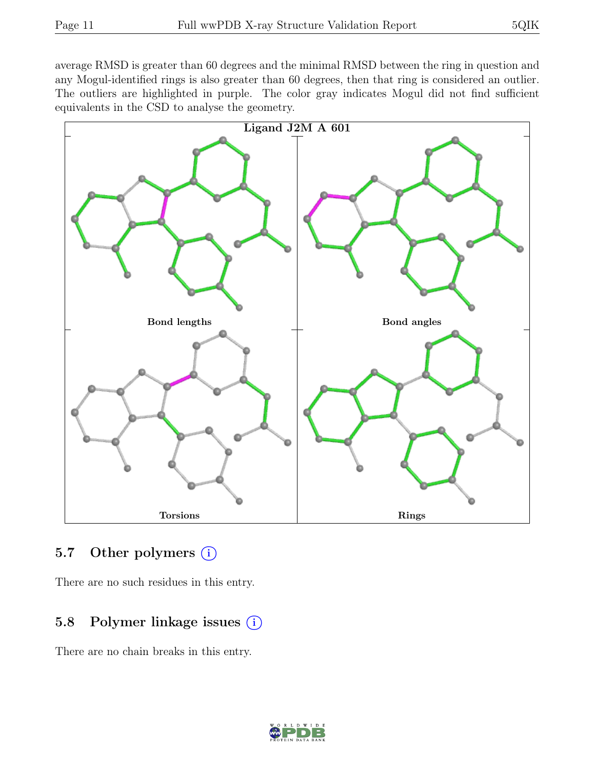average RMSD is greater than 60 degrees and the minimal RMSD between the ring in question and any Mogul-identified rings is also greater than 60 degrees, then that ring is considered an outlier. The outliers are highlighted in purple. The color gray indicates Mogul did not find sufficient equivalents in the CSD to analyse the geometry.

Ligand J2M A 601

Bond lengths

Bond angles

Torsions

Rings

## 5.7 Other polymers (i)

There are no such residues in this entry.

## 5.8 Polymer linkage issues (i)

There are no chain breaks in this entry.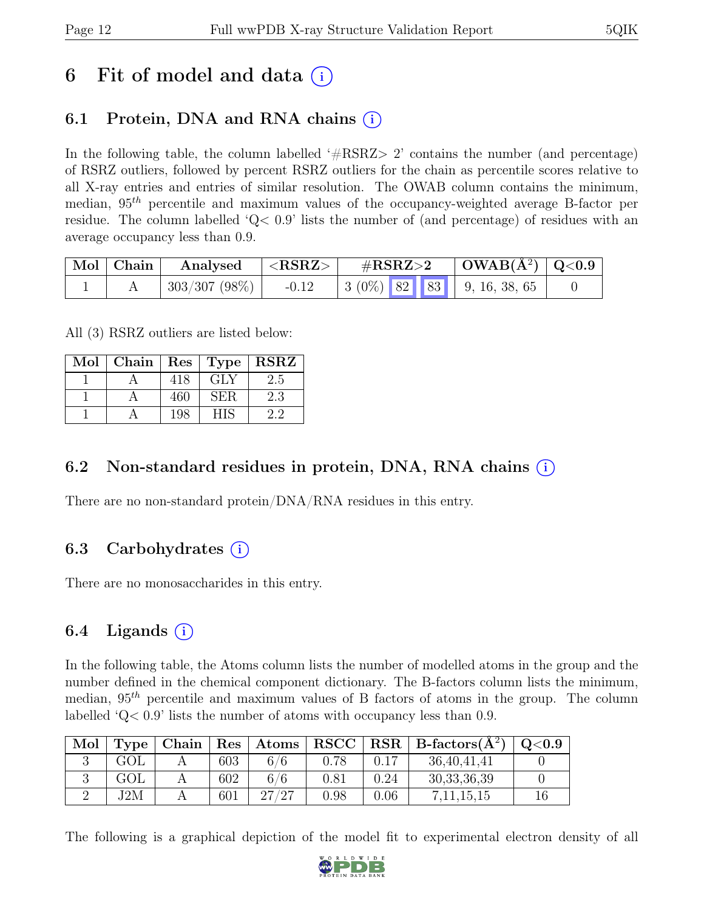# 6 Fit of model and data (i)

## 6.1 Protein, DNA and RNA chains (i)

In the following table, the column labelled '#RSRZ> 2' contains the number (and percentage) of RSRZ outliers, followed by percent RSRZ outliers for the chain as percentile scores relative to all X-ray entries and entries of similar resolution. The OWAB column contains the minimum, median, $95^{th}$ percentile and maximum values of the occupancy-weighted average B-factor per residue. The column labelled 'Q< 0.9' lists the number of (and percentage) of residues with an average occupancy less than 0.9.

| Mol | Chain | Analysed | <RSRZ> | #RSRZ>2 | | | OWAB(Å$^2$) | Q<0.9 |
|---|---|---|---|---|---|---|---|---|
| 1 | A | 303/307 (98%) | -0.12 | 3 (0%) | 82 | 83 | 9, 16, 38, 65 | 0 |

All (3) RSRZ outliers are listed below:

| Mol | Chain | Res | Type | RSRZ |
|---|---|---|---|---|
| 1 | A | 418 | GLY | 2.5 |
| 1 | A | 460 | SER | 2.3 |
| 1 | A | 198 | HIS | 2.2 |

## 6.2 Non-standard residues in protein, DNA, RNA chains (i)

There are no non-standard protein/DNA/RNA residues in this entry.

## 6.3 Carbohydrates (i)

There are no monosaccharides in this entry.

## 6.4 Ligands (i)

In the following table, the Atoms column lists the number of modelled atoms in the group and the number defined in the chemical component dictionary. The B-factors column lists the minimum, median, $95^{th}$ percentile and maximum values of B factors of atoms in the group. The column labelled 'Q< 0.9' lists the number of atoms with occupancy less than 0.9.

| Mol | Type | Chain | Res | Atoms | RSCC | RSR | B-factors(Å$^2$) | Q<0.9 |
|---|---|---|---|---|---|---|---|---|
| 3 | GOL | A | 603 | 6/6 | 0.78 | 0.17 | 36,40,41,41 | 0 |
| 3 | GOL | A | 602 | 6/6 | 0.81 | 0.24 | 30,33,36,39 | 0 |
| 2 | J2M | A | 601 | 27/27 | 0.98 | 0.06 | 7,11,15,15 | 16 |

The following is a graphical depiction of the model fit to experimental electron density of all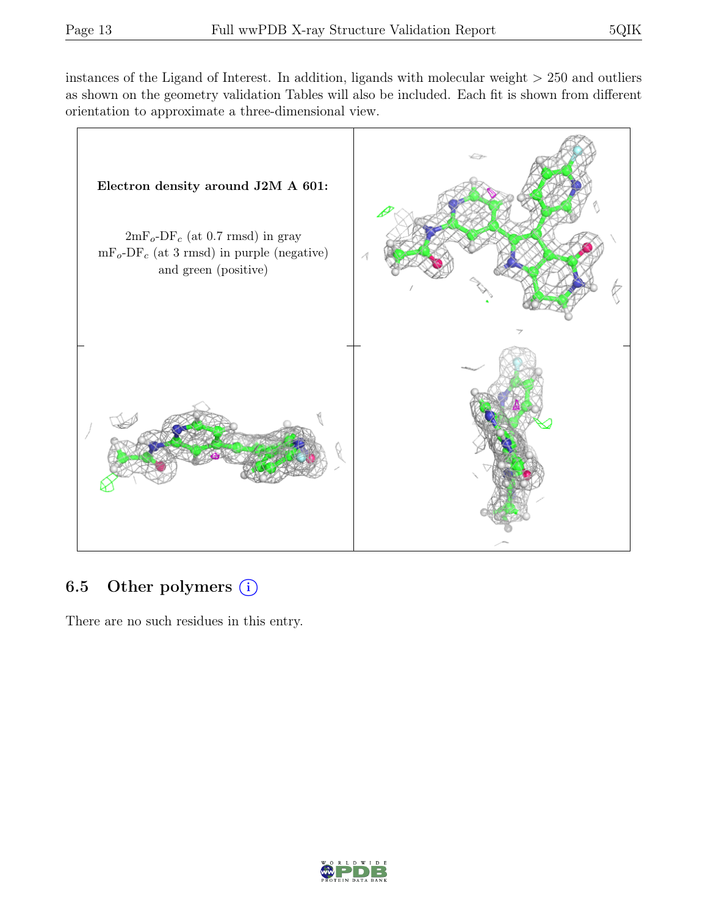instances of the Ligand of Interest. In addition, ligands with molecular weight > 250 and outliers as shown on the geometry validation Tables will also be included. Each fit is shown from different orientation to approximate a three-dimensional view.

**Electron density around J2M A 601:**

$2mF_o$-$DF_c$ (at 0.7 rmsd) in gray
$mF_o$-$DF_c$ (at 3 rmsd) in purple (negative) and green (positive)

## 6.5 Other polymers

There are no such residues in this entry.